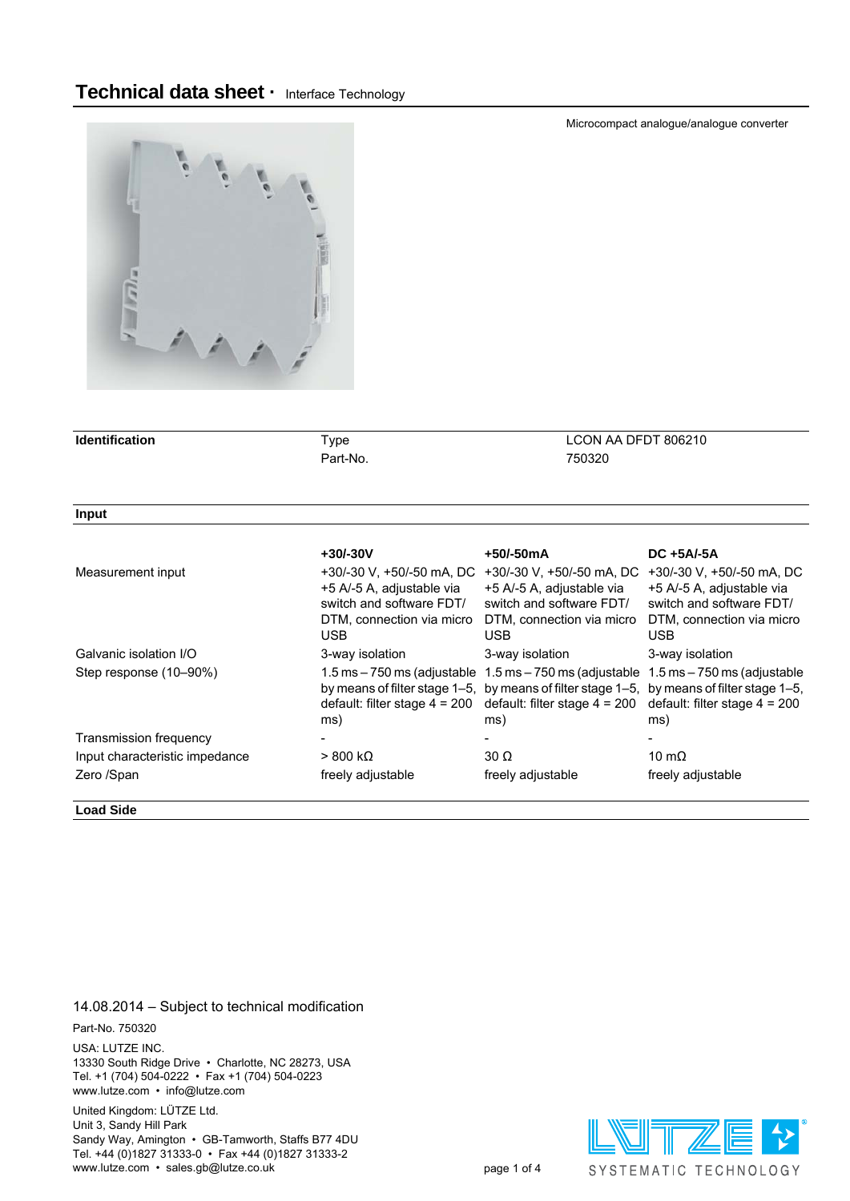# Technical data sheet · Interface Technology

Microcompact analogue/analogue converter

| Identification | Type | LCON AA DFDT 806210 |
|---|---|---|
| | Part-No. | 750320 |

## Input

| | +30/-30V | +50/-50mA | DC +5A/-5A |
|---|---|---|---|
| Measurement input | +30/-30 V, +50/-50 mA, DC +5 A/-5 A, adjustable via switch and software FDT/ DTM, connection via micro USB | +30/-30 V, +50/-50 mA, DC +5 A/-5 A, adjustable via switch and software FDT/ DTM, connection via micro USB | +30/-30 V, +50/-50 mA, DC +5 A/-5 A, adjustable via switch and software FDT/ DTM, connection via micro USB |
| Galvanic isolation I/O | 3-way isolation | 3-way isolation | 3-way isolation |
| Step response (10–90%) | 1.5 ms – 750 ms (adjustable by means of filter stage 1–5, default: filter stage 4 = 200 ms) | 1.5 ms – 750 ms (adjustable by means of filter stage 1–5, default: filter stage 4 = 200 ms) | 1.5 ms – 750 ms (adjustable by means of filter stage 1–5, default: filter stage 4 = 200 ms) |
| Transmission frequency | - | - | - |
| Input characteristic impedance | > 800 kΩ | 30 Ω | 10 mΩ |
| Zero /Span | freely adjustable | freely adjustable | freely adjustable |

## Load Side

14.08.2014 – Subject to technical modification

Part-No. 750320

USA: LUTZE INC.
13330 South Ridge Drive • Charlotte, NC 28273, USA
Tel. +1 (704) 504-0222 • Fax +1 (704) 504-0223
www.lutze.com • info@lutze.com

United Kingdom: LÜTZE Ltd.
Unit 3, Sandy Hill Park
Sandy Way, Amington • GB-Tamworth, Staffs B77 4DU
Tel. +44 (0)1827 31333-0 • Fax +44 (0)1827 31333-2
www.lutze.com • sales.gb@lutze.co.uk

LÜTZE SYSTEMATIC TECHNOLOGY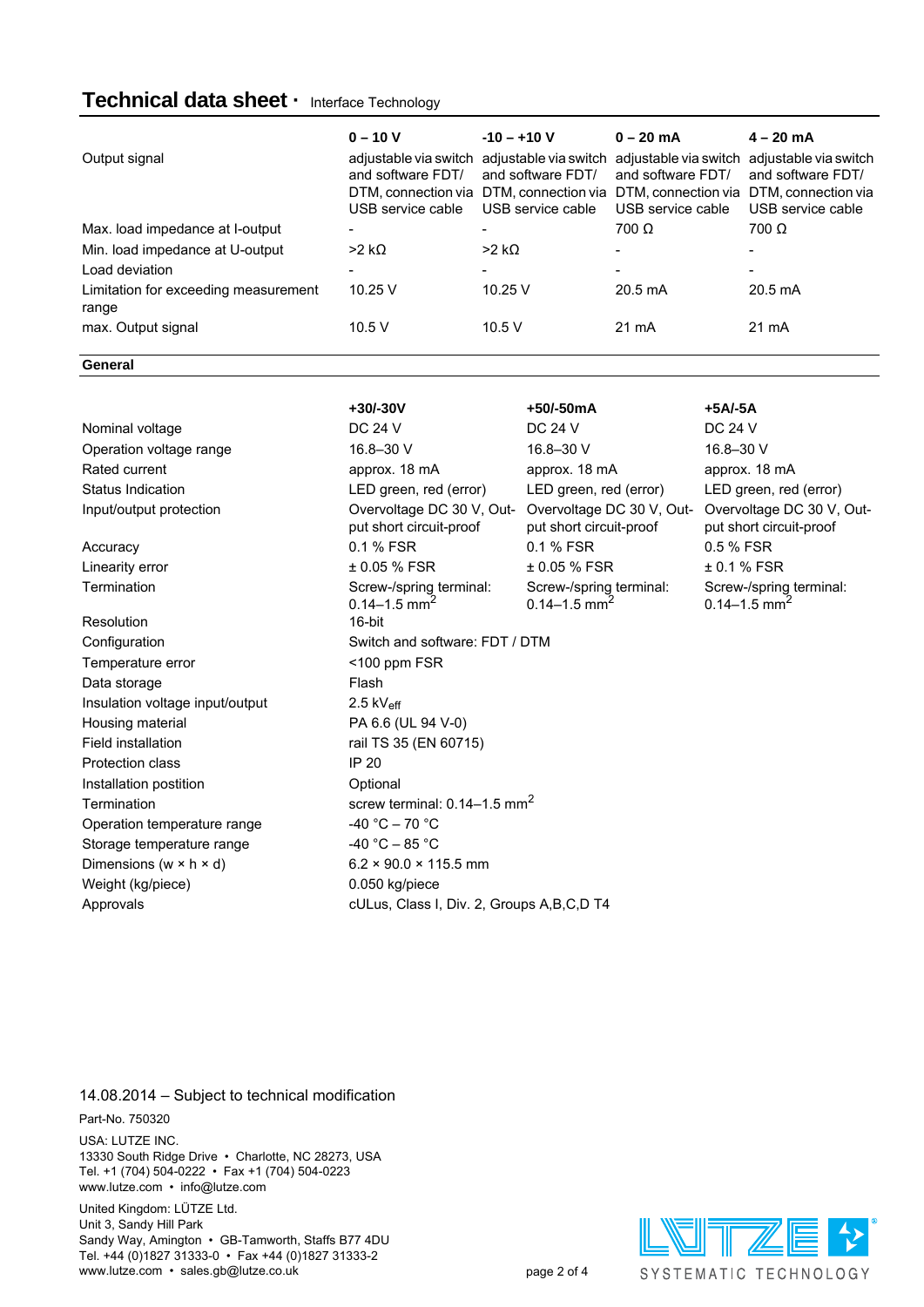## Technical data sheet · Interface Technology

| | 0 – 10 V | -10 – +10 V | 0 – 20 mA | 4 – 20 mA |
|---|---|---|---|---|
| Output signal | adjustable via switch and software FDT/ DTM, connection via USB service cable | adjustable via switch and software FDT/ DTM, connection via USB service cable | adjustable via switch and software FDT/ DTM, connection via USB service cable | adjustable via switch and software FDT/ DTM, connection via USB service cable |
| Max. load impedance at I-output | - | - | 700 Ω | 700 Ω |
| Min. load impedance at U-output | >2 kΩ | >2 kΩ | - | - |
| Load deviation | - | - | - | - |
| Limitation for exceeding measurement range | 10.25 V | 10.25 V | 20.5 mA | 20.5 mA |
| max. Output signal | 10.5 V | 10.5 V | 21 mA | 21 mA |

### General

| | +30/-30V | +50/-50mA | +5A/-5A |
|---|---|---|---|
| Nominal voltage | DC 24 V | DC 24 V | DC 24 V |
| Operation voltage range | 16.8–30 V | 16.8–30 V | 16.8–30 V |
| Rated current | approx. 18 mA | approx. 18 mA | approx. 18 mA |
| Status Indication | LED green, red (error) | LED green, red (error) | LED green, red (error) |
| Input/output protection | Overvoltage DC 30 V, Output short circuit-proof | Overvoltage DC 30 V, Output short circuit-proof | Overvoltage DC 30 V, Output short circuit-proof |
| Accuracy | 0.1 % FSR | 0.1 % FSR | 0.5 % FSR |
| Linearity error | ± 0.05 % FSR | ± 0.05 % FSR | ± 0.1 % FSR |
| Termination | Screw-/spring terminal: 0.14–1.5 mm$^2$ | Screw-/spring terminal: 0.14–1.5 mm$^2$ | Screw-/spring terminal: 0.14–1.5 mm$^2$ |
| Resolution | 16-bit | | |
| Configuration | Switch and software: FDT / DTM | | |
| Temperature error | <100 ppm FSR | | |
| Data storage | Flash | | |
| Insulation voltage input/output | 2.5 $kV_{eff}$ | | |
| Housing material | PA 6.6 (UL 94 V-0) | | |
| Field installation | rail TS 35 (EN 60715) | | |
| Protection class | IP 20 | | |
| Installation postition | Optional | | |
| Termination | screw terminal: 0.14–1.5 mm$^2$ | | |
| Operation temperature range | -40 °C – 70 °C | | |
| Storage temperature range | -40 °C – 85 °C | | |
| Dimensions (w × h × d) | 6.2 × 90.0 × 115.5 mm | | |
| Weight (kg/piece) | 0.050 kg/piece | | |
| Approvals | cULus, Class I, Div. 2, Groups A,B,C,D T4 | | |

14.08.2014 – Subject to technical modification

Part-No. 750320

USA: LUTZE INC.
13330 South Ridge Drive • Charlotte, NC 28273, USA
Tel. +1 (704) 504-0222 • Fax +1 (704) 504-0223
www.lutze.com • info@lutze.com

United Kingdom: LÜTZE Ltd.
Unit 3, Sandy Hill Park
Sandy Way, Amington • GB-Tamworth, Staffs B77 4DU
Tel. +44 (0)1827 31333-0 • Fax +44 (0)1827 31333-2
www.lutze.com • sales.gb@lutze.co.uk

LÜTZE SYSTEMATIC TECHNOLOGY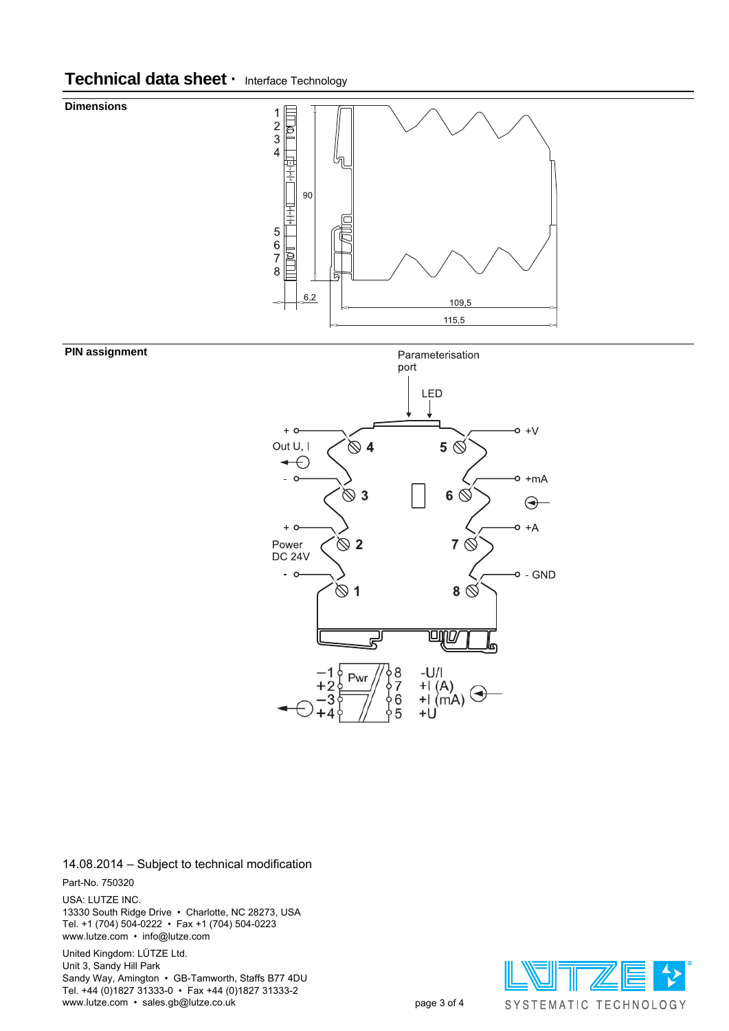# Technical data sheet · Interface Technology

## Dimensions

1
2
3
4
5
6
7
8

90

6,2

109,5

115,5

## PIN assignment

Parameterisation port

LED

+ Out U, I -

4 3

+ Power DC 24V -

2 1

5 6 7 8

+V

+mA

+A

- GND

−1 +2 −3 +4 Pwr 8 7 6 5

-U/I
+I (A)
+I (mA)
+U

14.08.2014 – Subject to technical modification

Part-No. 750320

USA: LUTZE INC.
13330 South Ridge Drive • Charlotte, NC 28273, USA
Tel. +1 (704) 504-0222 • Fax +1 (704) 504-0223
www.lutze.com • info@lutze.com

United Kingdom: LÜTZE Ltd.
Unit 3, Sandy Hill Park
Sandy Way, Amington • GB-Tamworth, Staffs B77 4DU
Tel. +44 (0)1827 31333-0 • Fax +44 (0)1827 31333-2
www.lutze.com • sales.gb@lutze.co.uk

LÜTZE SYSTEMATIC TECHNOLOGY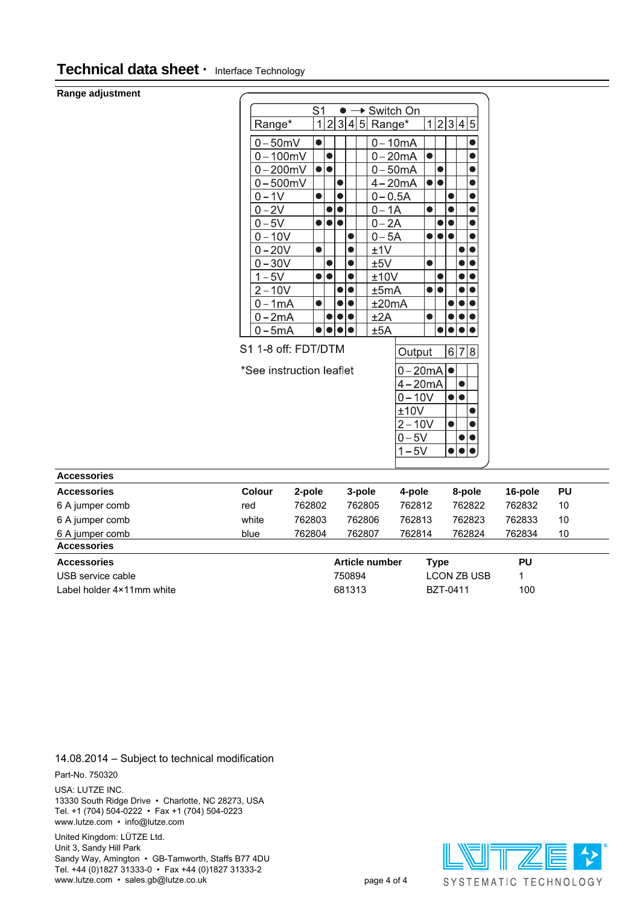## Range adjustment

S1 ● → Switch On

| Range* | 1 | 2 | 3 | 4 | 5 | Range* | 1 | 2 | 3 | 4 | 5 |
|---|---|---|---|---|---|---|---|---|---|---|---|
| 0 – 50mV | ● | | | | | 0 – 10mA | | | | | ● |
| 0 – 100mV | | ● | | | | 0 – 20mA | ● | | | | ● |
| 0 – 200mV | ● | ● | | | | 0 – 50mA | | ● | | | ● |
| 0 – 500mV | | | ● | | | 4 – 20mA | ● | ● | | | ● |
| 0 – 1V | ● | | ● | | | 0 – 0.5A | | | ● | | ● |
| 0 – 2V | | ● | ● | | | 0 – 1A | ● | | ● | | ● |
| 0 – 5V | ● | ● | ● | | | 0 – 2A | | ● | ● | | ● |
| 0 – 10V | | | | ● | | 0 – 5A | ● | ● | ● | | ● |
| 0 – 20V | ● | | | ● | | ±1V | | | | ● | ● |
| 0 – 30V | | ● | | ● | | ±5V | ● | | | ● | ● |
| 1 – 5V | ● | ● | | ● | | ±10V | | ● | | ● | ● |
| 2 – 10V | | | ● | ● | | ±5mA | ● | ● | | ● | ● |
| 0 – 1mA | ● | | ● | ● | | ±20mA | | | ● | ● | ● |
| 0 – 2mA | | ● | ● | ● | | ±2A | ● | | ● | ● | ● |
| 0 – 5mA | ● | ● | ● | ● | | ±5A | | ● | ● | ● | ● |

S1 1-8 off: FDT/DTM

*See instruction leaflet

| Output | 6 | 7 | 8 |
|---|---|---|---|
| 0 – 20mA | ● | | |
| 4 – 20mA | | ● | |
| 0 – 10V | ● | ● | |
| ±10V | | | ● |
| 2 – 10V | ● | | ● |
| 0 – 5V | | ● | ● |
| 1 – 5V | ● | ● | ● |

## Accessories

| Accessories | Colour | 2-pole | 3-pole | 4-pole | 8-pole | 16-pole | PU |
|---|---|---|---|---|---|---|---|
| 6 A jumper comb | red | 762802 | 762805 | 762812 | 762822 | 762832 | 10 |
| 6 A jumper comb | white | 762803 | 762806 | 762813 | 762823 | 762833 | 10 |
| 6 A jumper comb | blue | 762804 | 762807 | 762814 | 762824 | 762834 | 10 |

## Accessories

| Accessories | Article number | Type | PU |
|---|---|---|---|
| USB service cable | 750894 | LCON ZB USB | 1 |
| Label holder 4×11mm white | 681313 | BZT-0411 | 100 |

14.08.2014 – Subject to technical modification

Part-No. 750320

USA: LUTZE INC.
13330 South Ridge Drive • Charlotte, NC 28273, USA
Tel. +1 (704) 504-0222 • Fax +1 (704) 504-0223
www.lutze.com • info@lutze.com

United Kingdom: LÜTZE Ltd.
Unit 3, Sandy Hill Park
Sandy Way, Amington • GB-Tamworth, Staffs B77 4DU
Tel. +44 (0)1827 31333-0 • Fax +44 (0)1827 31333-2
www.lutze.com • sales.gb@lutze.co.uk

LÜTZE SYSTEMATIC TECHNOLOGY